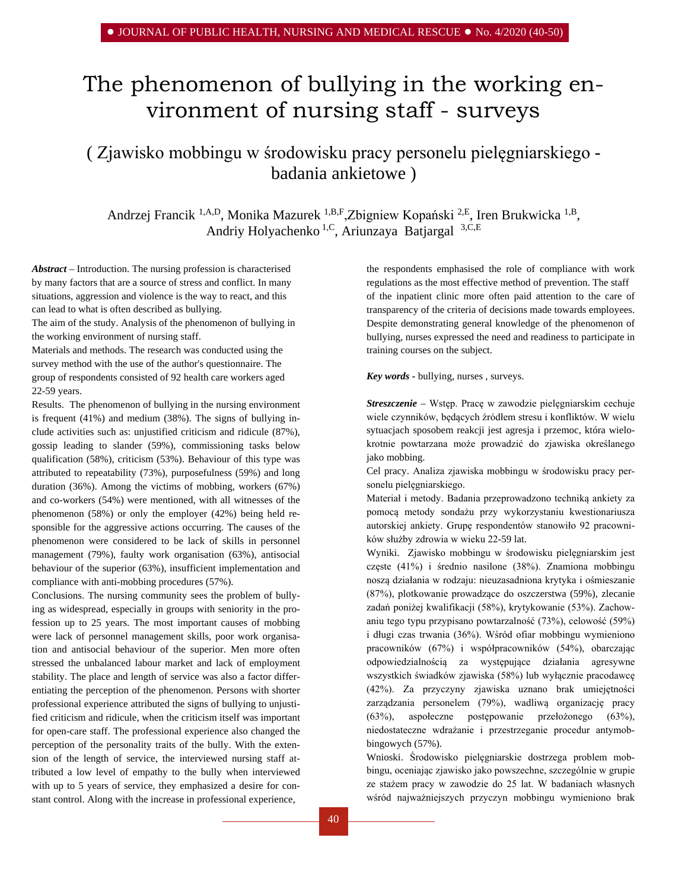# The phenomenon of bullying in the working environment of nursing staff - surveys

## ( Zjawisko mobbingu w środowisku pracy personelu pielęgniarskiego - badania ankietowe )

Andrzej Francik [1,A,D], Monika Mazurek [1,B,F], Zbigniew Kopański [2,E], Iren Brukwicka [1,B], Andriy Holyachenko [1,C], Ariunzaya Batjargal [3,C,E]

***Abstract*** – Introduction. The nursing profession is characterised by many factors that are a source of stress and conflict. In many situations, aggression and violence is the way to react, and this can lead to what is often described as bullying.

The aim of the study. Analysis of the phenomenon of bullying in the working environment of nursing staff.

Materials and methods. The research was conducted using the survey method with the use of the author's questionnaire. The group of respondents consisted of 92 health care workers aged 22-59 years.

Results. The phenomenon of bullying in the nursing environment is frequent (41%) and medium (38%). The signs of bullying include activities such as: unjustified criticism and ridicule (87%), gossip leading to slander (59%), commissioning tasks below qualification (58%), criticism (53%). Behaviour of this type was attributed to repeatability (73%), purposefulness (59%) and long duration (36%). Among the victims of mobbing, workers (67%) and co-workers (54%) were mentioned, with all witnesses of the phenomenon (58%) or only the employer (42%) being held responsible for the aggressive actions occurring. The causes of the phenomenon were considered to be lack of skills in personnel management (79%), faulty work organisation (63%), antisocial behaviour of the superior (63%), insufficient implementation and compliance with anti-mobbing procedures (57%).

Conclusions. The nursing community sees the problem of bullying as widespread, especially in groups with seniority in the profession up to 25 years. The most important causes of mobbing were lack of personnel management skills, poor work organisation and antisocial behaviour of the superior. Men more often stressed the unbalanced labour market and lack of employment stability. The place and length of service was also a factor differentiating the perception of the phenomenon. Persons with shorter professional experience attributed the signs of bullying to unjustified criticism and ridicule, when the criticism itself was important for open-care staff. The professional experience also changed the perception of the personality traits of the bully. With the extension of the length of service, the interviewed nursing staff attributed a low level of empathy to the bully when interviewed with up to 5 years of service, they emphasized a desire for constant control. Along with the increase in professional experience, the respondents emphasised the role of compliance with work regulations as the most effective method of prevention. The staff of the inpatient clinic more often paid attention to the care of transparency of the criteria of decisions made towards employees. Despite demonstrating general knowledge of the phenomenon of bullying, nurses expressed the need and readiness to participate in training courses on the subject.

***Key words*** - bullying, nurses , surveys.

***Streszczenie*** – Wstęp. Pracę w zawodzie pielęgniarskim cechuje wiele czynników, będących źródłem stresu i konfliktów. W wielu sytuacjach sposobem reakcji jest agresja i przemoc, która wielokrotnie powtarzana może prowadzić do zjawiska określanego jako mobbing.

Cel pracy. Analiza zjawiska mobbingu w środowisku pracy personelu pielęgniarskiego.

Materiał i metody. Badania przeprowadzono techniką ankiety za pomocą metody sondażu przy wykorzystaniu kwestionariusza autorskiej ankiety. Grupę respondentów stanowiło 92 pracowników służby zdrowia w wieku 22-59 lat.

Wyniki. Zjawisko mobbingu w środowisku pielęgniarskim jest częste (41%) i średnio nasilone (38%). Znamiona mobbingu noszą działania w rodzaju: nieuzasadniona krytyka i ośmieszanie (87%), plotkowanie prowadzące do oszczerstwa (59%), zlecanie zadań poniżej kwalifikacji (58%), krytykowanie (53%). Zachowaniu tego typu przypisano powtarzalność (73%), celowość (59%) i długi czas trwania (36%). Wśród ofiar mobbingu wymieniono pracowników (67%) i współpracowników (54%), obarczając odpowiedzialnością za występujące działania agresywne wszystkich świadków zjawiska (58%) lub wyłącznie pracodawcę (42%). Za przyczyny zjawiska uznano brak umiejętności zarządzania personelem (79%), wadliwą organizację pracy (63%), aspołeczne postępowanie przełożonego (63%), niedostateczne wdrażanie i przestrzeganie procedur antymobbingowych (57%).

Wnioski. Środowisko pielęgniarskie dostrzega problem mobbingu, oceniając zjawisko jako powszechne, szczególnie w grupie ze stażem pracy w zawodzie do 25 lat. W badaniach własnych wśród najważniejszych przyczyn mobbingu wymieniono brak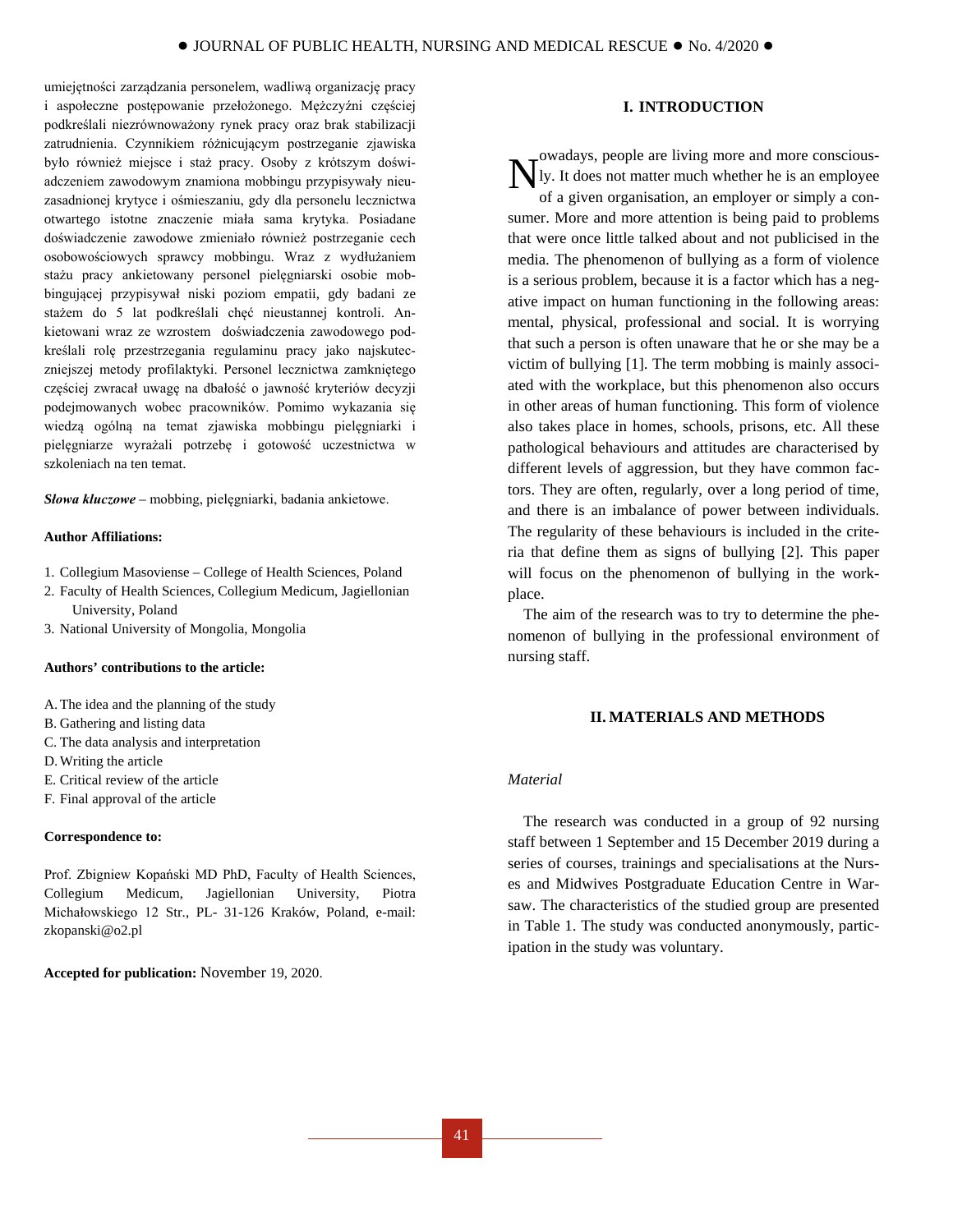umiejętności zarządzania personelem, wadliwą organizację pracy i aspołeczne postępowanie przełożonego. Mężczyźni częściej podkreślali niezrównoważony rynek pracy oraz brak stabilizacji zatrudnienia. Czynnikiem różnicującym postrzeganie zjawiska było również miejsce i staż pracy. Osoby z krótszym doświadczeniem zawodowym znamiona mobbingu przypisywały nieuzasadnionej krytyce i ośmieszaniu, gdy dla personelu lecznictwa otwartego istotne znaczenie miała sama krytyka. Posiadane doświadczenie zawodowe zmieniało również postrzeganie cech osobowościowych sprawcy mobbingu. Wraz z wydłużaniem stażu pracy ankietowany personel pielęgniarski osobie mobbingującej przypisywał niski poziom empatii, gdy badani ze stażem do 5 lat podkreślali chęć nieustannej kontroli. Ankietowani wraz ze wzrostem doświadczenia zawodowego podkreślali rolę przestrzegania regulaminu pracy jako najskuteczniejszej metody profilaktyki. Personel lecznictwa zamkniętego częściej zwracał uwagę na dbałość o jawność kryteriów decyzji podejmowanych wobec pracowników. Pomimo wykazania się wiedzą ogólną na temat zjawiska mobbingu pielęgniarki i pielęgniarze wyrażali potrzebę i gotowość uczestnictwa w szkoleniach na ten temat.

***Słowa kluczowe*** – mobbing, pielęgniarki, badania ankietowe.

**Author Affiliations:**

1. Collegium Masoviense – College of Health Sciences, Poland
2. Faculty of Health Sciences, Collegium Medicum, Jagiellonian University, Poland
3. National University of Mongolia, Mongolia

**Authors' contributions to the article:**

A. The idea and the planning of the study
B. Gathering and listing data
C. The data analysis and interpretation
D. Writing the article
E. Critical review of the article
F. Final approval of the article

**Correspondence to:**

Prof. Zbigniew Kopański MD PhD, Faculty of Health Sciences, Collegium Medicum, Jagiellonian University, Piotra Michałowskiego 12 Str., PL- 31-126 Kraków, Poland, e-mail: zkopanski@o2.pl

**Accepted for publication:** November 19, 2020.

## I. INTRODUCTION

Nowadays, people are living more and more consciously. It does not matter much whether he is an employee of a given organisation, an employer or simply a consumer. More and more attention is being paid to problems that were once little talked about and not publicised in the media. The phenomenon of bullying as a form of violence is a serious problem, because it is a factor which has a negative impact on human functioning in the following areas: mental, physical, professional and social. It is worrying that such a person is often unaware that he or she may be a victim of bullying [1]. The term mobbing is mainly associated with the workplace, but this phenomenon also occurs in other areas of human functioning. This form of violence also takes place in homes, schools, prisons, etc. All these pathological behaviours and attitudes are characterised by different levels of aggression, but they have common factors. They are often, regularly, over a long period of time, and there is an imbalance of power between individuals. The regularity of these behaviours is included in the criteria that define them as signs of bullying [2]. This paper will focus on the phenomenon of bullying in the workplace.

The aim of the research was to try to determine the phenomenon of bullying in the professional environment of nursing staff.

## II. MATERIALS AND METHODS

*Material*

The research was conducted in a group of 92 nursing staff between 1 September and 15 December 2019 during a series of courses, trainings and specialisations at the Nurses and Midwives Postgraduate Education Centre in Warsaw. The characteristics of the studied group are presented in Table 1. The study was conducted anonymously, participation in the study was voluntary.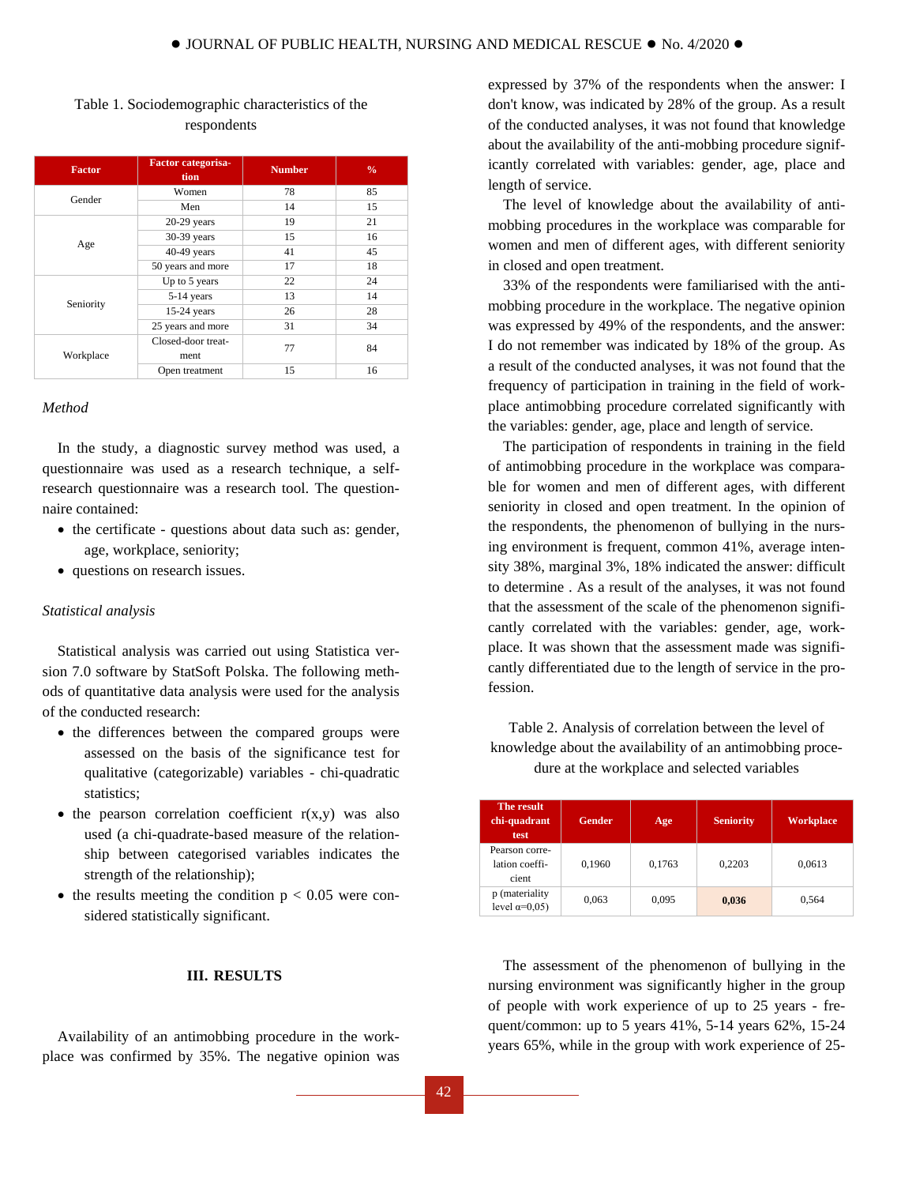Table 1. Sociodemographic characteristics of the respondents

| Factor | Factor categorisation | Number | % |
|---|---|---|---|
| Gender | Women | 78 | 85 |
| | Men | 14 | 15 |
| Age | 20-29 years | 19 | 21 |
| | 30-39 years | 15 | 16 |
| | 40-49 years | 41 | 45 |
| | 50 years and more | 17 | 18 |
| Seniority | Up to 5 years | 22 | 24 |
| | 5-14 years | 13 | 14 |
| | 15-24 years | 26 | 28 |
| | 25 years and more | 31 | 34 |
| Workplace | Closed-door treatment | 77 | 84 |
| | Open treatment | 15 | 16 |

*Method*

In the study, a diagnostic survey method was used, a questionnaire was used as a research technique, a self-research questionnaire was a research tool. The questionnaire contained:

- the certificate - questions about data such as: gender, age, workplace, seniority;
- questions on research issues.

*Statistical analysis*

Statistical analysis was carried out using Statistica version 7.0 software by StatSoft Polska. The following methods of quantitative data analysis were used for the analysis of the conducted research:

- the differences between the compared groups were assessed on the basis of the significance test for qualitative (categorizable) variables - chi-quadratic statistics;
- the pearson correlation coefficient r(x,y) was also used (a chi-quadrate-based measure of the relationship between categorised variables indicates the strength of the relationship);
- the results meeting the condition $p < 0.05$ were considered statistically significant.

## III. RESULTS

Availability of an antimobbing procedure in the workplace was confirmed by 35%. The negative opinion was expressed by 37% of the respondents when the answer: I don't know, was indicated by 28% of the group. As a result of the conducted analyses, it was not found that knowledge about the availability of the anti-mobbing procedure significantly correlated with variables: gender, age, place and length of service.

The level of knowledge about the availability of anti-mobbing procedures in the workplace was comparable for women and men of different ages, with different seniority in closed and open treatment.

33% of the respondents were familiarised with the anti-mobbing procedure in the workplace. The negative opinion was expressed by 49% of the respondents, and the answer: I do not remember was indicated by 18% of the group. As a result of the conducted analyses, it was not found that the frequency of participation in training in the field of workplace antimobbing procedure correlated significantly with the variables: gender, age, place and length of service.

The participation of respondents in training in the field of antimobbing procedure in the workplace was comparable for women and men of different ages, with different seniority in closed and open treatment. In the opinion of the respondents, the phenomenon of bullying in the nursing environment is frequent, common 41%, average intensity 38%, marginal 3%, 18% indicated the answer: difficult to determine . As a result of the analyses, it was not found that the assessment of the scale of the phenomenon significantly correlated with the variables: gender, age, workplace. It was shown that the assessment made was significantly differentiated due to the length of service in the profession.

Table 2. Analysis of correlation between the level of knowledge about the availability of an antimobbing procedure at the workplace and selected variables

| The result chi-quadrant test | Gender | Age | Seniority | Workplace |
|---|---|---|---|---|
| Pearson correlation coefficient | 0,1960 | 0,1763 | 0,2203 | 0,0613 |
| p (materiality level α=0,05) | 0,063 | 0,095 | **0,036** | 0,564 |

The assessment of the phenomenon of bullying in the nursing environment was significantly higher in the group of people with work experience of up to 25 years - frequent/common: up to 5 years 41%, 5-14 years 62%, 15-24 years 65%, while in the group with work experience of 25-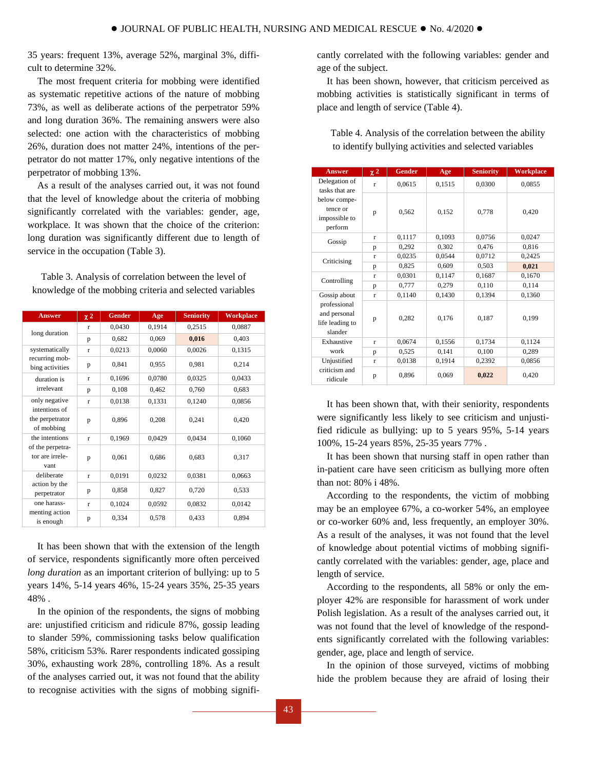35 years: frequent 13%, average 52%, marginal 3%, difficult to determine 32%.

The most frequent criteria for mobbing were identified as systematic repetitive actions of the nature of mobbing 73%, as well as deliberate actions of the perpetrator 59% and long duration 36%. The remaining answers were also selected: one action with the characteristics of mobbing 26%, duration does not matter 24%, intentions of the perpetrator do not matter 17%, only negative intentions of the perpetrator of mobbing 13%.

As a result of the analyses carried out, it was not found that the level of knowledge about the criteria of mobbing significantly correlated with the variables: gender, age, workplace. It was shown that the choice of the criterion: long duration was significantly different due to length of service in the occupation (Table 3).

Table 3. Analysis of correlation between the level of knowledge of the mobbing criteria and selected variables

| Answer | $\chi$ 2 | Gender | Age | Seniority | Workplace |
|---|---|---|---|---|---|
| long duration | r | 0,0430 | 0,1914 | 0,2515 | 0,0887 |
| | p | 0,682 | 0,069 | **0,016** | 0,403 |
| systematically recurring mobbing activities | r | 0,0213 | 0,0060 | 0,0026 | 0,1315 |
| | p | 0,841 | 0,955 | 0,981 | 0,214 |
| duration is irrelevant | r | 0,1696 | 0,0780 | 0,0325 | 0,0433 |
| | p | 0,108 | 0,462 | 0,760 | 0,683 |
| only negative intentions of the perpetrator of mobbing | r | 0,0138 | 0,1331 | 0,1240 | 0,0856 |
| | p | 0,896 | 0,208 | 0,241 | 0,420 |
| the intentions of the perpetrator are irrelevant | r | 0,1969 | 0,0429 | 0,0434 | 0,1060 |
| | p | 0,061 | 0,686 | 0,683 | 0,317 |
| deliberate action by the perpetrator | r | 0,0191 | 0,0232 | 0,0381 | 0,0663 |
| | p | 0,858 | 0,827 | 0,720 | 0,533 |
| one harassmenting action is enough | r | 0,1024 | 0,0592 | 0,0832 | 0,0142 |
| | p | 0,334 | 0,578 | 0,433 | 0,894 |

It has been shown that with the extension of the length of service, respondents significantly more often perceived *long duration* as an important criterion of bullying: up to 5 years 14%, 5-14 years 46%, 15-24 years 35%, 25-35 years 48% .

In the opinion of the respondents, the signs of mobbing are: unjustified criticism and ridicule 87%, gossip leading to slander 59%, commissioning tasks below qualification 58%, criticism 53%. Rarer respondents indicated gossiping 30%, exhausting work 28%, controlling 18%. As a result of the analyses carried out, it was not found that the ability to recognise activities with the signs of mobbing significantly correlated with the following variables: gender and age of the subject.

It has been shown, however, that criticism perceived as mobbing activities is statistically significant in terms of place and length of service (Table 4).

Table 4. Analysis of the correlation between the ability to identify bullying activities and selected variables

| Answer | $\chi$ 2 | Gender | Age | Seniority | Workplace |
|---|---|---|---|---|---|
| Delegation of tasks that are below competence or impossible to perform | r | 0,0615 | 0,1515 | 0,0300 | 0,0855 |
| | p | 0,562 | 0,152 | 0,778 | 0,420 |
| Gossip | r | 0,1117 | 0,1093 | 0,0756 | 0,0247 |
| | p | 0,292 | 0,302 | 0,476 | 0,816 |
| Criticising | r | 0,0235 | 0,0544 | 0,0712 | 0,2425 |
| | p | 0,825 | 0,609 | 0,503 | **0,021** |
| Controlling | r | 0,0301 | 0,1147 | 0,1687 | 0,1670 |
| | p | 0,777 | 0,279 | 0,110 | 0,114 |
| Gossip about professional and personal life leading to slander | r | 0,1140 | 0,1430 | 0,1394 | 0,1360 |
| | p | 0,282 | 0,176 | 0,187 | 0,199 |
| Exhaustive work | r | 0,0674 | 0,1556 | 0,1734 | 0,1124 |
| | p | 0,525 | 0,141 | 0,100 | 0,289 |
| Unjustified criticism and ridicule | r | 0,0138 | 0,1914 | 0,2392 | 0,0856 |
| | p | 0,896 | 0,069 | **0,022** | 0,420 |

It has been shown that, with their seniority, respondents were significantly less likely to see criticism and unjustified ridicule as bullying: up to 5 years 95%, 5-14 years 100%, 15-24 years 85%, 25-35 years 77% .

It has been shown that nursing staff in open rather than in-patient care have seen criticism as bullying more often than not: 80% i 48%.

According to the respondents, the victim of mobbing may be an employee 67%, a co-worker 54%, an employee or co-worker 60% and, less frequently, an employer 30%. As a result of the analyses, it was not found that the level of knowledge about potential victims of mobbing significantly correlated with the variables: gender, age, place and length of service.

According to the respondents, all 58% or only the employer 42% are responsible for harassment of work under Polish legislation. As a result of the analyses carried out, it was not found that the level of knowledge of the respondents significantly correlated with the following variables: gender, age, place and length of service.

In the opinion of those surveyed, victims of mobbing hide the problem because they are afraid of losing their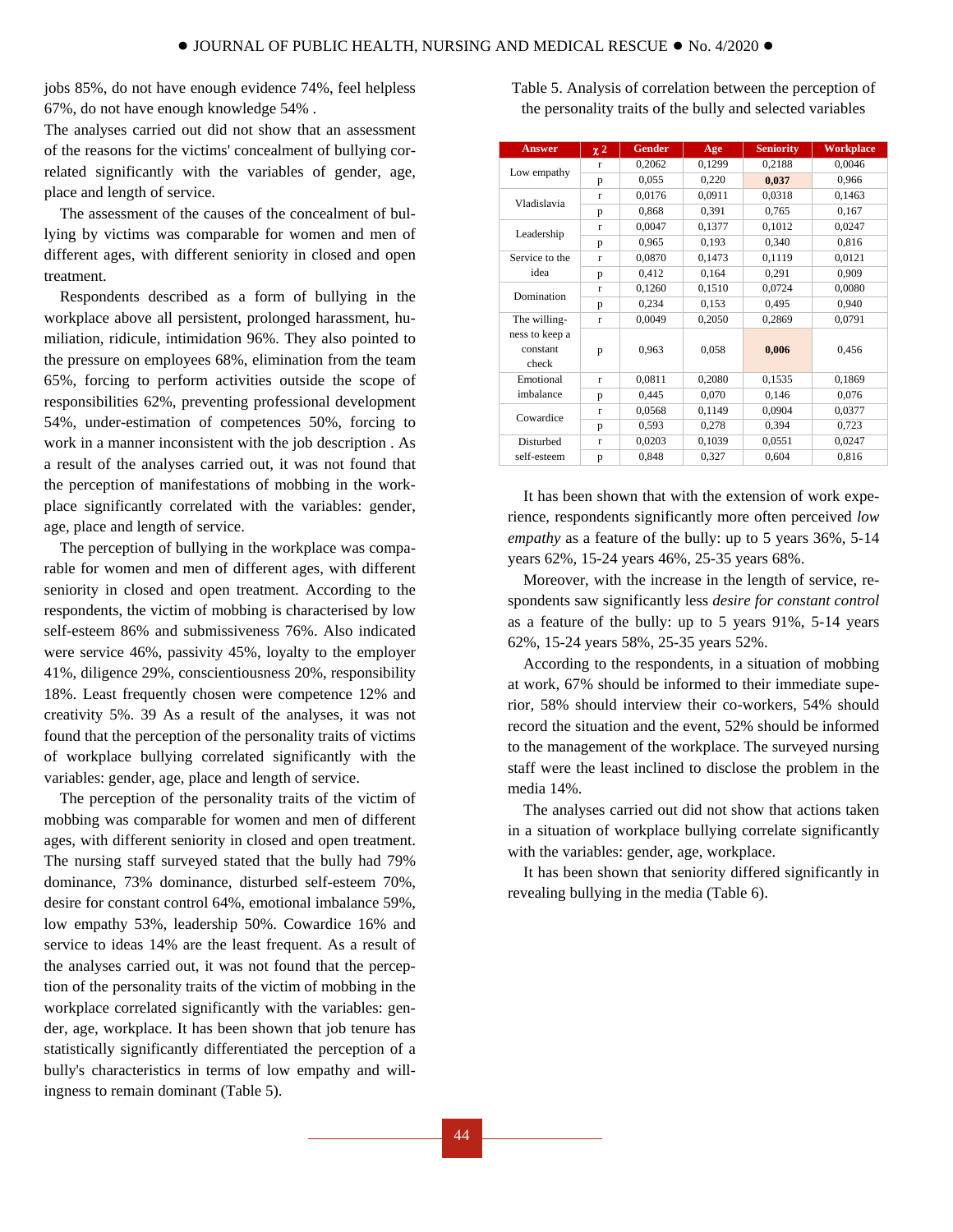jobs 85%, do not have enough evidence 74%, feel helpless 67%, do not have enough knowledge 54% .

The analyses carried out did not show that an assessment of the reasons for the victims' concealment of bullying correlated significantly with the variables of gender, age, place and length of service.

The assessment of the causes of the concealment of bullying by victims was comparable for women and men of different ages, with different seniority in closed and open treatment.

Respondents described as a form of bullying in the workplace above all persistent, prolonged harassment, humiliation, ridicule, intimidation 96%. They also pointed to the pressure on employees 68%, elimination from the team 65%, forcing to perform activities outside the scope of responsibilities 62%, preventing professional development 54%, under-estimation of competences 50%, forcing to work in a manner inconsistent with the job description . As a result of the analyses carried out, it was not found that the perception of manifestations of mobbing in the workplace significantly correlated with the variables: gender, age, place and length of service.

The perception of bullying in the workplace was comparable for women and men of different ages, with different seniority in closed and open treatment. According to the respondents, the victim of mobbing is characterised by low self-esteem 86% and submissiveness 76%. Also indicated were service 46%, passivity 45%, loyalty to the employer 41%, diligence 29%, conscientiousness 20%, responsibility 18%. Least frequently chosen were competence 12% and creativity 5%. 39 As a result of the analyses, it was not found that the perception of the personality traits of victims of workplace bullying correlated significantly with the variables: gender, age, place and length of service.

The perception of the personality traits of the victim of mobbing was comparable for women and men of different ages, with different seniority in closed and open treatment. The nursing staff surveyed stated that the bully had 79% dominance, 73% dominance, disturbed self-esteem 70%, desire for constant control 64%, emotional imbalance 59%, low empathy 53%, leadership 50%. Cowardice 16% and service to ideas 14% are the least frequent. As a result of the analyses carried out, it was not found that the perception of the personality traits of the victim of mobbing in the workplace correlated significantly with the variables: gender, age, workplace. It has been shown that job tenure has statistically significantly differentiated the perception of a bully's characteristics in terms of low empathy and willingness to remain dominant (Table 5).

Table 5. Analysis of correlation between the perception of the personality traits of the bully and selected variables

| Answer | $\chi 2$ | Gender | Age | Seniority | Workplace |
|---|---|---|---|---|---|
| Low empathy | r | 0,2062 | 0,1299 | 0,2188 | 0,0046 |
| | p | 0,055 | 0,220 | **0,037** | 0,966 |
| Vladislavia | r | 0,0176 | 0,0911 | 0,0318 | 0,1463 |
| | p | 0,868 | 0,391 | 0,765 | 0,167 |
| Leadership | r | 0,0047 | 0,1377 | 0,1012 | 0,0247 |
| | p | 0,965 | 0,193 | 0,340 | 0,816 |
| Service to the idea | r | 0,0870 | 0,1473 | 0,1119 | 0,0121 |
| | p | 0,412 | 0,164 | 0,291 | 0,909 |
| Domination | r | 0,1260 | 0,1510 | 0,0724 | 0,0080 |
| | p | 0,234 | 0,153 | 0,495 | 0,940 |
| The willingness to keep a constant check | r | 0,0049 | 0,2050 | 0,2869 | 0,0791 |
| | p | 0,963 | 0,058 | **0,006** | 0,456 |
| Emotional imbalance | r | 0,0811 | 0,2080 | 0,1535 | 0,1869 |
| | p | 0,445 | 0,070 | 0,146 | 0,076 |
| Cowardice | r | 0,0568 | 0,1149 | 0,0904 | 0,0377 |
| | p | 0,593 | 0,278 | 0,394 | 0,723 |
| Disturbed self-esteem | r | 0,0203 | 0,1039 | 0,0551 | 0,0247 |
| | p | 0,848 | 0,327 | 0,604 | 0,816 |

It has been shown that with the extension of work experience, respondents significantly more often perceived *low empathy* as a feature of the bully: up to 5 years 36%, 5-14 years 62%, 15-24 years 46%, 25-35 years 68%.

Moreover, with the increase in the length of service, respondents saw significantly less *desire for constant control* as a feature of the bully: up to 5 years 91%, 5-14 years 62%, 15-24 years 58%, 25-35 years 52%.

According to the respondents, in a situation of mobbing at work, 67% should be informed to their immediate superior, 58% should interview their co-workers, 54% should record the situation and the event, 52% should be informed to the management of the workplace. The surveyed nursing staff were the least inclined to disclose the problem in the media 14%.

The analyses carried out did not show that actions taken in a situation of workplace bullying correlate significantly with the variables: gender, age, workplace.

It has been shown that seniority differed significantly in revealing bullying in the media (Table 6).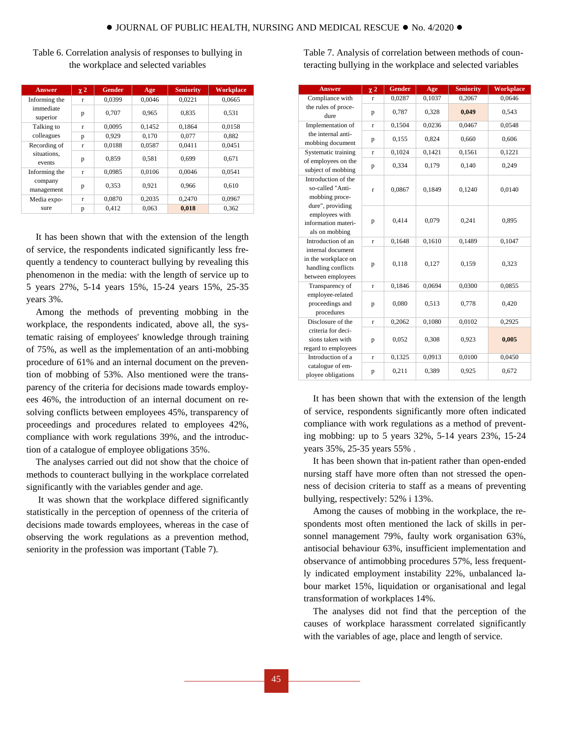Table 6. Correlation analysis of responses to bullying in the workplace and selected variables

| Answer | $\chi^2$ | Gender | Age | Seniority | Workplace |
|---|---|---|---|---|---|
| Informing the immediate superior | r | 0,0399 | 0,0046 | 0,0221 | 0,0665 |
| | p | 0,707 | 0,965 | 0,835 | 0,531 |
| Talking to colleagues | r | 0,0095 | 0,1452 | 0,1864 | 0,0158 |
| | p | 0,929 | 0,170 | 0,077 | 0,882 |
| Recording of situations, events | r | 0,0188 | 0,0587 | 0,0411 | 0,0451 |
| | p | 0,859 | 0,581 | 0,699 | 0,671 |
| Informing the company management | r | 0,0985 | 0,0106 | 0,0046 | 0,0541 |
| | p | 0,353 | 0,921 | 0,966 | 0,610 |
| Media exposure | r | 0,0870 | 0,2035 | 0,2470 | 0,0967 |
| | p | 0,412 | 0,063 | **0,018** | 0,362 |

It has been shown that with the extension of the length of service, the respondents indicated significantly less frequently a tendency to counteract bullying by revealing this phenomenon in the media: with the length of service up to 5 years 27%, 5-14 years 15%, 15-24 years 15%, 25-35 years 3%.

Among the methods of preventing mobbing in the workplace, the respondents indicated, above all, the systematic raising of employees' knowledge through training of 75%, as well as the implementation of an anti-mobbing procedure of 61% and an internal document on the prevention of mobbing of 53%. Also mentioned were the transparency of the criteria for decisions made towards employees 46%, the introduction of an internal document on resolving conflicts between employees 45%, transparency of proceedings and procedures related to employees 42%, compliance with work regulations 39%, and the introduction of a catalogue of employee obligations 35%.

The analyses carried out did not show that the choice of methods to counteract bullying in the workplace correlated significantly with the variables gender and age.

It was shown that the workplace differed significantly statistically in the perception of openness of the criteria of decisions made towards employees, whereas in the case of observing the work regulations as a prevention method, seniority in the profession was important (Table 7).

Table 7. Analysis of correlation between methods of counteracting bullying in the workplace and selected variables

| Answer | $\chi^2$ | Gender | Age | Seniority | Workplace |
|---|---|---|---|---|---|
| Compliance with the rules of procedure | r | 0,0287 | 0,1037 | 0,2067 | 0,0646 |
| | p | 0,787 | 0,328 | **0,049** | 0,543 |
| Implementation of the internal anti-mobbing document | r | 0,1504 | 0,0236 | 0,0467 | 0,0548 |
| | p | 0,155 | 0,824 | 0,660 | 0,606 |
| Systematic training of employees on the subject of mobbing | r | 0,1024 | 0,1421 | 0,1561 | 0,1221 |
| | p | 0,334 | 0,179 | 0,140 | 0,249 |
| Introduction of the so-called "Anti-mobbing procedure", providing employees with information materials on mobbing | r | 0,0867 | 0,1849 | 0,1240 | 0,0140 |
| | p | 0,414 | 0,079 | 0,241 | 0,895 |
| Introduction of an internal document in the workplace on handling conflicts between employees | r | 0,1648 | 0,1610 | 0,1489 | 0,1047 |
| | p | 0,118 | 0,127 | 0,159 | 0,323 |
| Transparency of employee-related proceedings and procedures | r | 0,1846 | 0,0694 | 0,0300 | 0,0855 |
| | p | 0,080 | 0,513 | 0,778 | 0,420 |
| Disclosure of the criteria for decisions taken with regard to employees | r | 0,2062 | 0,1080 | 0,0102 | 0,2925 |
| | p | 0,052 | 0,308 | 0,923 | **0,005** |
| Introduction of a catalogue of employee obligations | r | 0,1325 | 0,0913 | 0,0100 | 0,0450 |
| | p | 0,211 | 0,389 | 0,925 | 0,672 |

It has been shown that with the extension of the length of service, respondents significantly more often indicated compliance with work regulations as a method of preventing mobbing: up to 5 years 32%, 5-14 years 23%, 15-24 years 35%, 25-35 years 55% .

It has been shown that in-patient rather than open-ended nursing staff have more often than not stressed the openness of decision criteria to staff as a means of preventing bullying, respectively: 52% i 13%.

Among the causes of mobbing in the workplace, the respondents most often mentioned the lack of skills in personnel management 79%, faulty work organisation 63%, antisocial behaviour 63%, insufficient implementation and observance of antimobbing procedures 57%, less frequently indicated employment instability 22%, unbalanced labour market 15%, liquidation or organisational and legal transformation of workplaces 14%.

The analyses did not find that the perception of the causes of workplace harassment correlated significantly with the variables of age, place and length of service.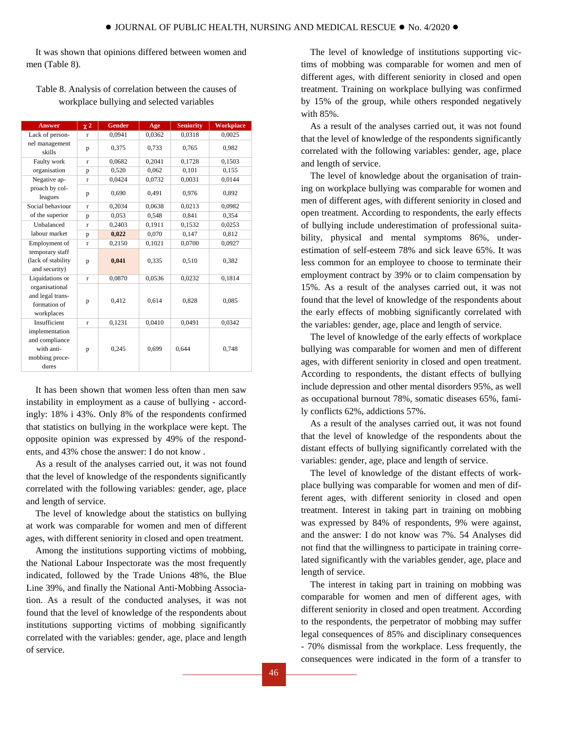It was shown that opinions differed between women and men (Table 8).

Table 8. Analysis of correlation between the causes of workplace bullying and selected variables

| Answer | $\chi 2$ | Gender | Age | Seniority | Workplace |
|---|---|---|---|---|---|
| Lack of personnel management skills | r | 0,0941 | 0,0362 | 0,0318 | 0,0025 |
| | p | 0,375 | 0,733 | 0,765 | 0,982 |
| Faulty work organisation | r | 0,0682 | 0,2041 | 0,1728 | 0,1503 |
| | p | 0,520 | 0,062 | 0,101 | 0,155 |
| Negative approach by colleagues | r | 0,0424 | 0,0732 | 0,0031 | 0,0144 |
| | p | 0,690 | 0,491 | 0,976 | 0,892 |
| Social behaviour of the superior | r | 0,2034 | 0,0638 | 0,0213 | 0,0982 |
| | p | 0,053 | 0,548 | 0,841 | 0,354 |
| Unbalanced labour market | r | 0,2403 | 0,1911 | 0,1532 | 0,0253 |
| | p | **0,022** | 0,070 | 0,147 | 0,812 |
| Employment of temporary staff (lack of stability and security) | r | 0,2150 | 0,1021 | 0,0700 | 0,0927 |
| | p | **0,041** | 0,335 | 0,510 | 0,382 |
| Liquidations or organisational and legal transformation of workplaces | r | 0,0870 | 0,0536 | 0,0232 | 0,1814 |
| | p | 0,412 | 0,614 | 0,828 | 0,085 |
| Insufficient implementation and compliance with anti-mobbing procedures | r | 0,1231 | 0,0410 | 0,0491 | 0,0342 |
| | p | 0,245 | 0,699 | 0,644 | 0,748 |

It has been shown that women less often than men saw instability in employment as a cause of bullying - accordingly: 18% i 43%. Only 8% of the respondents confirmed that statistics on bullying in the workplace were kept. The opposite opinion was expressed by 49% of the respondents, and 43% chose the answer: I do not know .

As a result of the analyses carried out, it was not found that the level of knowledge of the respondents significantly correlated with the following variables: gender, age, place and length of service.

The level of knowledge about the statistics on bullying at work was comparable for women and men of different ages, with different seniority in closed and open treatment.

Among the institutions supporting victims of mobbing, the National Labour Inspectorate was the most frequently indicated, followed by the Trade Unions 48%, the Blue Line 39%, and finally the National Anti-Mobbing Association. As a result of the conducted analyses, it was not found that the level of knowledge of the respondents about institutions supporting victims of mobbing significantly correlated with the variables: gender, age, place and length of service.

The level of knowledge of institutions supporting victims of mobbing was comparable for women and men of different ages, with different seniority in closed and open treatment. Training on workplace bullying was confirmed by 15% of the group, while others responded negatively with 85%.

As a result of the analyses carried out, it was not found that the level of knowledge of the respondents significantly correlated with the following variables: gender, age, place and length of service.

The level of knowledge about the organisation of training on workplace bullying was comparable for women and men of different ages, with different seniority in closed and open treatment. According to respondents, the early effects of bullying include underestimation of professional suitability, physical and mental symptoms 86%, underestimation of self-esteem 78% and sick leave 65%. It was less common for an employee to choose to terminate their employment contract by 39% or to claim compensation by 15%. As a result of the analyses carried out, it was not found that the level of knowledge of the respondents about the early effects of mobbing significantly correlated with the variables: gender, age, place and length of service.

The level of knowledge of the early effects of workplace bullying was comparable for women and men of different ages, with different seniority in closed and open treatment. According to respondents, the distant effects of bullying include depression and other mental disorders 95%, as well as occupational burnout 78%, somatic diseases 65%, family conflicts 62%, addictions 57%.

As a result of the analyses carried out, it was not found that the level of knowledge of the respondents about the distant effects of bullying significantly correlated with the variables: gender, age, place and length of service.

The level of knowledge of the distant effects of workplace bullying was comparable for women and men of different ages, with different seniority in closed and open treatment. Interest in taking part in training on mobbing was expressed by 84% of respondents, 9% were against, and the answer: I do not know was 7%. 54 Analyses did not find that the willingness to participate in training correlated significantly with the variables gender, age, place and length of service.

The interest in taking part in training on mobbing was comparable for women and men of different ages, with different seniority in closed and open treatment. According to the respondents, the perpetrator of mobbing may suffer legal consequences of 85% and disciplinary consequences - 70% dismissal from the workplace. Less frequently, the consequences were indicated in the form of a transfer to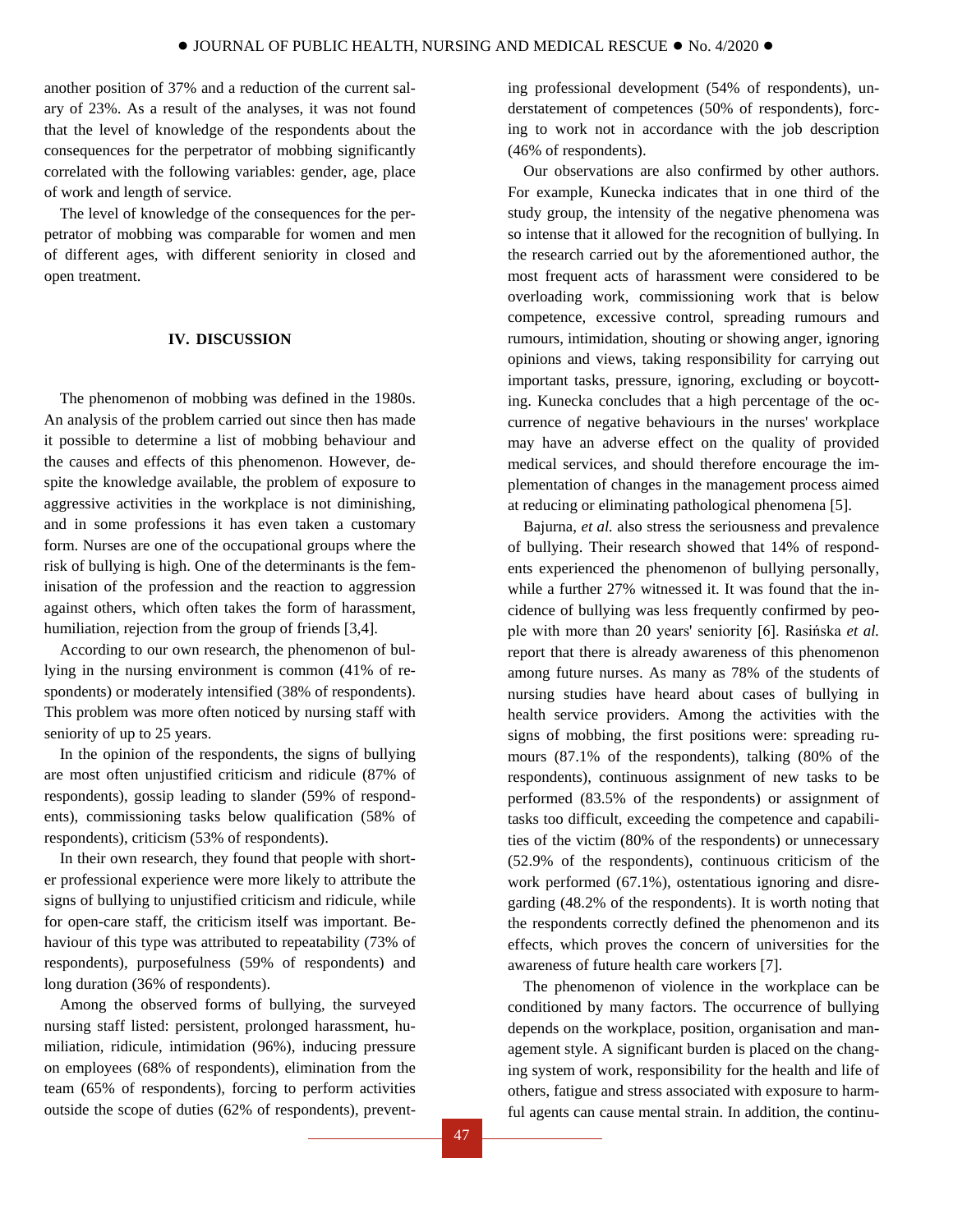another position of 37% and a reduction of the current salary of 23%. As a result of the analyses, it was not found that the level of knowledge of the respondents about the consequences for the perpetrator of mobbing significantly correlated with the following variables: gender, age, place of work and length of service.

The level of knowledge of the consequences for the perpetrator of mobbing was comparable for women and men of different ages, with different seniority in closed and open treatment.

## IV. DISCUSSION

The phenomenon of mobbing was defined in the 1980s. An analysis of the problem carried out since then has made it possible to determine a list of mobbing behaviour and the causes and effects of this phenomenon. However, despite the knowledge available, the problem of exposure to aggressive activities in the workplace is not diminishing, and in some professions it has even taken a customary form. Nurses are one of the occupational groups where the risk of bullying is high. One of the determinants is the feminisation of the profession and the reaction to aggression against others, which often takes the form of harassment, humiliation, rejection from the group of friends [3,4].

According to our own research, the phenomenon of bullying in the nursing environment is common (41% of respondents) or moderately intensified (38% of respondents). This problem was more often noticed by nursing staff with seniority of up to 25 years.

In the opinion of the respondents, the signs of bullying are most often unjustified criticism and ridicule (87% of respondents), gossip leading to slander (59% of respondents), commissioning tasks below qualification (58% of respondents), criticism (53% of respondents).

In their own research, they found that people with shorter professional experience were more likely to attribute the signs of bullying to unjustified criticism and ridicule, while for open-care staff, the criticism itself was important. Behaviour of this type was attributed to repeatability (73% of respondents), purposefulness (59% of respondents) and long duration (36% of respondents).

Among the observed forms of bullying, the surveyed nursing staff listed: persistent, prolonged harassment, humiliation, ridicule, intimidation (96%), inducing pressure on employees (68% of respondents), elimination from the team (65% of respondents), forcing to perform activities outside the scope of duties (62% of respondents), preventing professional development (54% of respondents), understatement of competences (50% of respondents), forcing to work not in accordance with the job description (46% of respondents).

Our observations are also confirmed by other authors. For example, Kunecka indicates that in one third of the study group, the intensity of the negative phenomena was so intense that it allowed for the recognition of bullying. In the research carried out by the aforementioned author, the most frequent acts of harassment were considered to be overloading work, commissioning work that is below competence, excessive control, spreading rumours and rumours, intimidation, shouting or showing anger, ignoring opinions and views, taking responsibility for carrying out important tasks, pressure, ignoring, excluding or boycotting. Kunecka concludes that a high percentage of the occurrence of negative behaviours in the nurses' workplace may have an adverse effect on the quality of provided medical services, and should therefore encourage the implementation of changes in the management process aimed at reducing or eliminating pathological phenomena [5].

Bajurna, *et al.* also stress the seriousness and prevalence of bullying. Their research showed that 14% of respondents experienced the phenomenon of bullying personally, while a further 27% witnessed it. It was found that the incidence of bullying was less frequently confirmed by people with more than 20 years' seniority [6]. Rasińska *et al.* report that there is already awareness of this phenomenon among future nurses. As many as 78% of the students of nursing studies have heard about cases of bullying in health service providers. Among the activities with the signs of mobbing, the first positions were: spreading rumours (87.1% of the respondents), talking (80% of the respondents), continuous assignment of new tasks to be performed (83.5% of the respondents) or assignment of tasks too difficult, exceeding the competence and capabilities of the victim (80% of the respondents) or unnecessary (52.9% of the respondents), continuous criticism of the work performed (67.1%), ostentatious ignoring and disregarding (48.2% of the respondents). It is worth noting that the respondents correctly defined the phenomenon and its effects, which proves the concern of universities for the awareness of future health care workers [7].

The phenomenon of violence in the workplace can be conditioned by many factors. The occurrence of bullying depends on the workplace, position, organisation and management style. A significant burden is placed on the changing system of work, responsibility for the health and life of others, fatigue and stress associated with exposure to harmful agents can cause mental strain. In addition, the continu-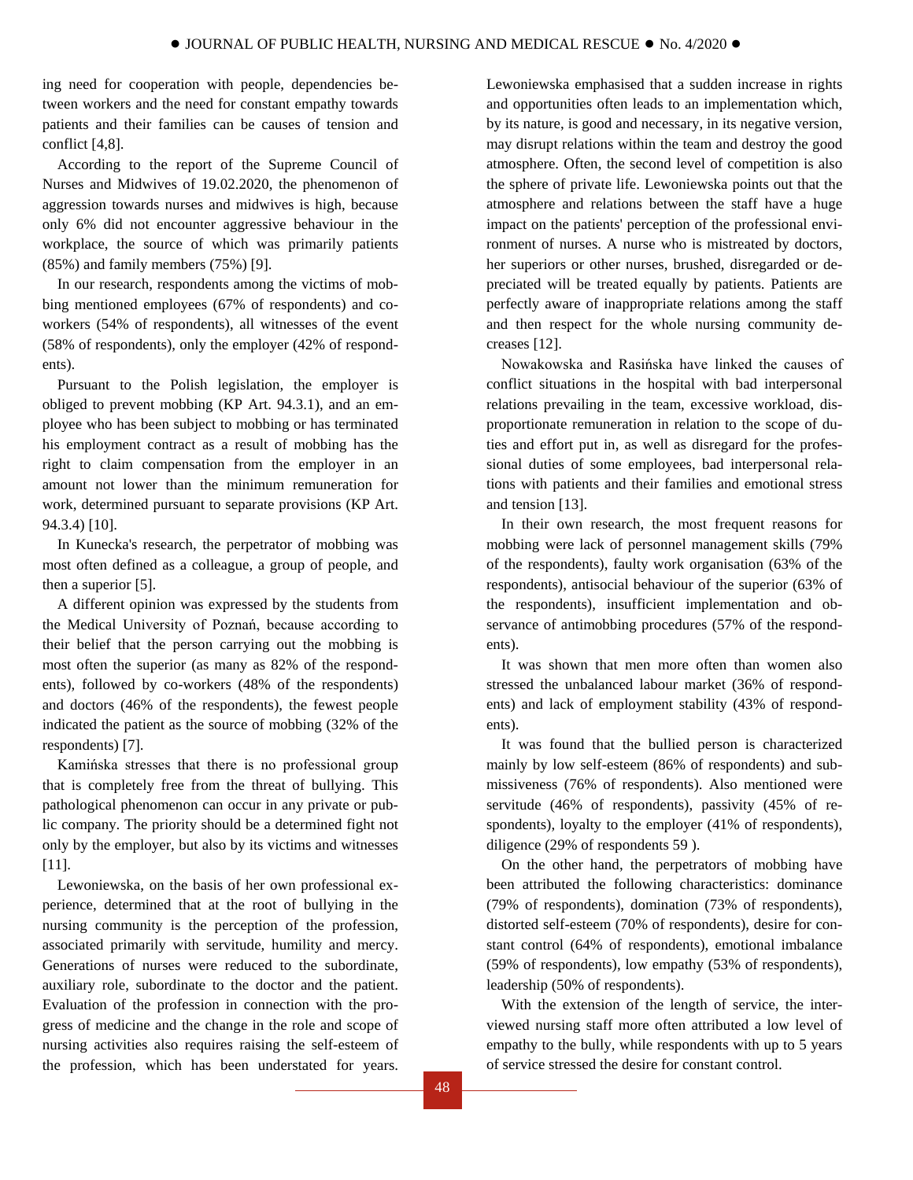ing need for cooperation with people, dependencies between workers and the need for constant empathy towards patients and their families can be causes of tension and conflict [4,8].

According to the report of the Supreme Council of Nurses and Midwives of 19.02.2020, the phenomenon of aggression towards nurses and midwives is high, because only 6% did not encounter aggressive behaviour in the workplace, the source of which was primarily patients (85%) and family members (75%) [9].

In our research, respondents among the victims of mobbing mentioned employees (67% of respondents) and co-workers (54% of respondents), all witnesses of the event (58% of respondents), only the employer (42% of respondents).

Pursuant to the Polish legislation, the employer is obliged to prevent mobbing (KP Art. 94.3.1), and an employee who has been subject to mobbing or has terminated his employment contract as a result of mobbing has the right to claim compensation from the employer in an amount not lower than the minimum remuneration for work, determined pursuant to separate provisions (KP Art. 94.3.4) [10].

In Kunecka's research, the perpetrator of mobbing was most often defined as a colleague, a group of people, and then a superior [5].

A different opinion was expressed by the students from the Medical University of Poznań, because according to their belief that the person carrying out the mobbing is most often the superior (as many as 82% of the respondents), followed by co-workers (48% of the respondents) and doctors (46% of the respondents), the fewest people indicated the patient as the source of mobbing (32% of the respondents) [7].

Kamińska stresses that there is no professional group that is completely free from the threat of bullying. This pathological phenomenon can occur in any private or public company. The priority should be a determined fight not only by the employer, but also by its victims and witnesses [11].

Lewoniewska, on the basis of her own professional experience, determined that at the root of bullying in the nursing community is the perception of the profession, associated primarily with servitude, humility and mercy. Generations of nurses were reduced to the subordinate, auxiliary role, subordinate to the doctor and the patient. Evaluation of the profession in connection with the progress of medicine and the change in the role and scope of nursing activities also requires raising the self-esteem of the profession, which has been understated for years. Lewoniewska emphasised that a sudden increase in rights and opportunities often leads to an implementation which, by its nature, is good and necessary, in its negative version, may disrupt relations within the team and destroy the good atmosphere. Often, the second level of competition is also the sphere of private life. Lewoniewska points out that the atmosphere and relations between the staff have a huge impact on the patients' perception of the professional environment of nurses. A nurse who is mistreated by doctors, her superiors or other nurses, brushed, disregarded or depreciated will be treated equally by patients. Patients are perfectly aware of inappropriate relations among the staff and then respect for the whole nursing community decreases [12].

Nowakowska and Rasińska have linked the causes of conflict situations in the hospital with bad interpersonal relations prevailing in the team, excessive workload, disproportionate remuneration in relation to the scope of duties and effort put in, as well as disregard for the professional duties of some employees, bad interpersonal relations with patients and their families and emotional stress and tension [13].

In their own research, the most frequent reasons for mobbing were lack of personnel management skills (79% of the respondents), faulty work organisation (63% of the respondents), antisocial behaviour of the superior (63% of the respondents), insufficient implementation and observance of antimobbing procedures (57% of the respondents).

It was shown that men more often than women also stressed the unbalanced labour market (36% of respondents) and lack of employment stability (43% of respondents).

It was found that the bullied person is characterized mainly by low self-esteem (86% of respondents) and submissiveness (76% of respondents). Also mentioned were servitude (46% of respondents), passivity (45% of respondents), loyalty to the employer (41% of respondents), diligence (29% of respondents 59 ).

On the other hand, the perpetrators of mobbing have been attributed the following characteristics: dominance (79% of respondents), domination (73% of respondents), distorted self-esteem (70% of respondents), desire for constant control (64% of respondents), emotional imbalance (59% of respondents), low empathy (53% of respondents), leadership (50% of respondents).

With the extension of the length of service, the interviewed nursing staff more often attributed a low level of empathy to the bully, while respondents with up to 5 years of service stressed the desire for constant control.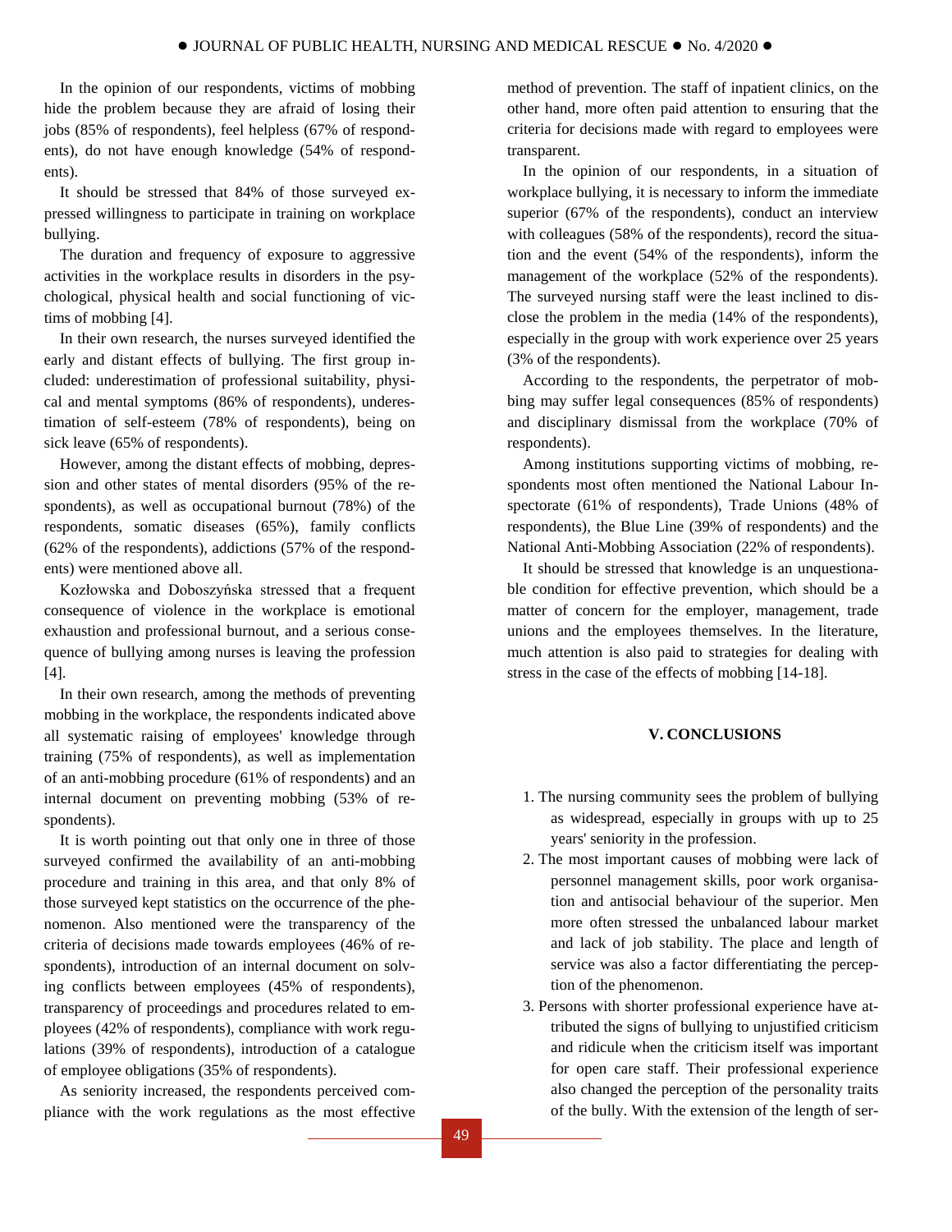In the opinion of our respondents, victims of mobbing hide the problem because they are afraid of losing their jobs (85% of respondents), feel helpless (67% of respondents), do not have enough knowledge (54% of respondents).

It should be stressed that 84% of those surveyed expressed willingness to participate in training on workplace bullying.

The duration and frequency of exposure to aggressive activities in the workplace results in disorders in the psychological, physical health and social functioning of victims of mobbing [4].

In their own research, the nurses surveyed identified the early and distant effects of bullying. The first group included: underestimation of professional suitability, physical and mental symptoms (86% of respondents), underestimation of self-esteem (78% of respondents), being on sick leave (65% of respondents).

However, among the distant effects of mobbing, depression and other states of mental disorders (95% of the respondents), as well as occupational burnout (78%) of the respondents, somatic diseases (65%), family conflicts (62% of the respondents), addictions (57% of the respondents) were mentioned above all.

Kozłowska and Doboszyńska stressed that a frequent consequence of violence in the workplace is emotional exhaustion and professional burnout, and a serious consequence of bullying among nurses is leaving the profession [4].

In their own research, among the methods of preventing mobbing in the workplace, the respondents indicated above all systematic raising of employees' knowledge through training (75% of respondents), as well as implementation of an anti-mobbing procedure (61% of respondents) and an internal document on preventing mobbing (53% of respondents).

It is worth pointing out that only one in three of those surveyed confirmed the availability of an anti-mobbing procedure and training in this area, and that only 8% of those surveyed kept statistics on the occurrence of the phenomenon. Also mentioned were the transparency of the criteria of decisions made towards employees (46% of respondents), introduction of an internal document on solving conflicts between employees (45% of respondents), transparency of proceedings and procedures related to employees (42% of respondents), compliance with work regulations (39% of respondents), introduction of a catalogue of employee obligations (35% of respondents).

As seniority increased, the respondents perceived compliance with the work regulations as the most effective method of prevention. The staff of inpatient clinics, on the other hand, more often paid attention to ensuring that the criteria for decisions made with regard to employees were transparent.

In the opinion of our respondents, in a situation of workplace bullying, it is necessary to inform the immediate superior (67% of the respondents), conduct an interview with colleagues (58% of the respondents), record the situation and the event (54% of the respondents), inform the management of the workplace (52% of the respondents). The surveyed nursing staff were the least inclined to disclose the problem in the media (14% of the respondents), especially in the group with work experience over 25 years (3% of the respondents).

According to the respondents, the perpetrator of mobbing may suffer legal consequences (85% of respondents) and disciplinary dismissal from the workplace (70% of respondents).

Among institutions supporting victims of mobbing, respondents most often mentioned the National Labour Inspectorate (61% of respondents), Trade Unions (48% of respondents), the Blue Line (39% of respondents) and the National Anti-Mobbing Association (22% of respondents).

It should be stressed that knowledge is an unquestionable condition for effective prevention, which should be a matter of concern for the employer, management, trade unions and the employees themselves. In the literature, much attention is also paid to strategies for dealing with stress in the case of the effects of mobbing [14-18].

## V. CONCLUSIONS

1. The nursing community sees the problem of bullying as widespread, especially in groups with up to 25 years' seniority in the profession.
2. The most important causes of mobbing were lack of personnel management skills, poor work organisation and antisocial behaviour of the superior. Men more often stressed the unbalanced labour market and lack of job stability. The place and length of service was also a factor differentiating the perception of the phenomenon.
3. Persons with shorter professional experience have attributed the signs of bullying to unjustified criticism and ridicule when the criticism itself was important for open care staff. Their professional experience also changed the perception of the personality traits of the bully. With the extension of the length of ser-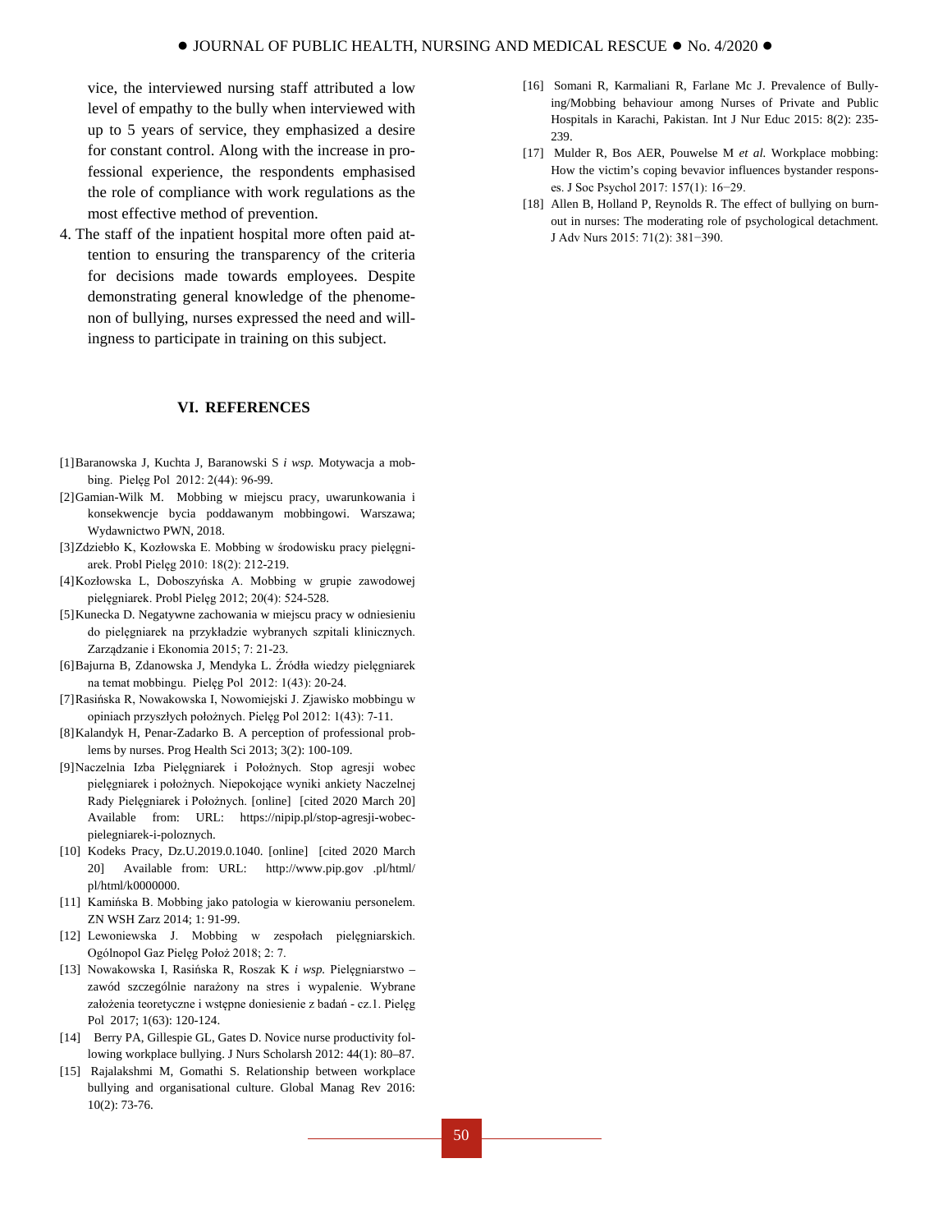vice, the interviewed nursing staff attributed a low level of empathy to the bully when interviewed with up to 5 years of service, they emphasized a desire for constant control. Along with the increase in professional experience, the respondents emphasised the role of compliance with work regulations as the most effective method of prevention.

4. The staff of the inpatient hospital more often paid attention to ensuring the transparency of the criteria for decisions made towards employees. Despite demonstrating general knowledge of the phenomenon of bullying, nurses expressed the need and willingness to participate in training on this subject.

## VI. REFERENCES

[1] Baranowska J, Kuchta J, Baranowski S *i wsp.* Motywacja a mobbing. Pielęg Pol 2012: 2(44): 96-99.

[2] Gamian-Wilk M. Mobbing w miejscu pracy, uwarunkowania i konsekwencje bycia poddawanym mobbingowi. Warszawa; Wydawnictwo PWN, 2018.

[3] Zdziebło K, Kozłowska E. Mobbing w środowisku pracy pielęgniarek. Probl Pielęg 2010: 18(2): 212-219.

[4] Kozłowska L, Doboszyńska A. Mobbing w grupie zawodowej pielęgniarek. Probl Pielęg 2012; 20(4): 524-528.

[5] Kunecka D. Negatywne zachowania w miejscu pracy w odniesieniu do pielęgniarek na przykładzie wybranych szpitali klinicznych. Zarządzanie i Ekonomia 2015; 7: 21-23.

[6] Bajurna B, Zdanowska J, Mendyka L. Źródła wiedzy pielęgniarek na temat mobbingu. Pielęg Pol 2012: 1(43): 20-24.

[7] Rasińska R, Nowakowska I, Nowomiejski J. Zjawisko mobbingu w opiniach przyszłych położnych. Pielęg Pol 2012: 1(43): 7-11.

[8] Kalandyk H, Penar-Zadarko B. A perception of professional problems by nurses. Prog Health Sci 2013; 3(2): 100-109.

[9] Naczelnia Izba Pielęgniarek i Położnych. Stop agresji wobec pielęgniarek i położnych. Niepokojące wyniki ankiety Naczelnej Rady Pielęgniarek i Położnych. [online] [cited 2020 March 20] Available from: URL: https://nipip.pl/stop-agresji-wobec-pielegniarek-i-poloznych.

[10] Kodeks Pracy, Dz.U.2019.0.1040. [online] [cited 2020 March 20] Available from: URL: http://www.pip.gov .pl/html/ pl/html/k0000000.

[11] Kamińska B. Mobbing jako patologia w kierowaniu personelem. ZN WSH Zarz 2014; 1: 91-99.

[12] Lewoniewska J. Mobbing w zespołach pielęgniarskich. Ogólnopol Gaz Pielęg Położ 2018; 2: 7.

[13] Nowakowska I, Rasińska R, Roszak K *i wsp.* Pielęgniarstwo – zawód szczególnie narażony na stres i wypalenie. Wybrane założenia teoretyczne i wstępne doniesienie z badań - cz.1. Pielęg Pol 2017; 1(63): 120-124.

[14] Berry PA, Gillespie GL, Gates D. Novice nurse productivity following workplace bullying. J Nurs Scholarsh 2012: 44(1): 80–87.

[15] Rajalakshmi M, Gomathi S. Relationship between workplace bullying and organisational culture. Global Manag Rev 2016: 10(2): 73-76.

[16] Somani R, Karmaliani R, Farlane Mc J. Prevalence of Bullying/Mobbing behaviour among Nurses of Private and Public Hospitals in Karachi, Pakistan. Int J Nur Educ 2015: 8(2): 235-239.

[17] Mulder R, Bos AER, Pouwelse M *et al.* Workplace mobbing: How the victim's coping bevavior influences bystander responses. J Soc Psychol 2017: 157(1): 16−29.

[18] Allen B, Holland P, Reynolds R. The effect of bullying on burnout in nurses: The moderating role of psychological detachment. J Adv Nurs 2015: 71(2): 381−390.